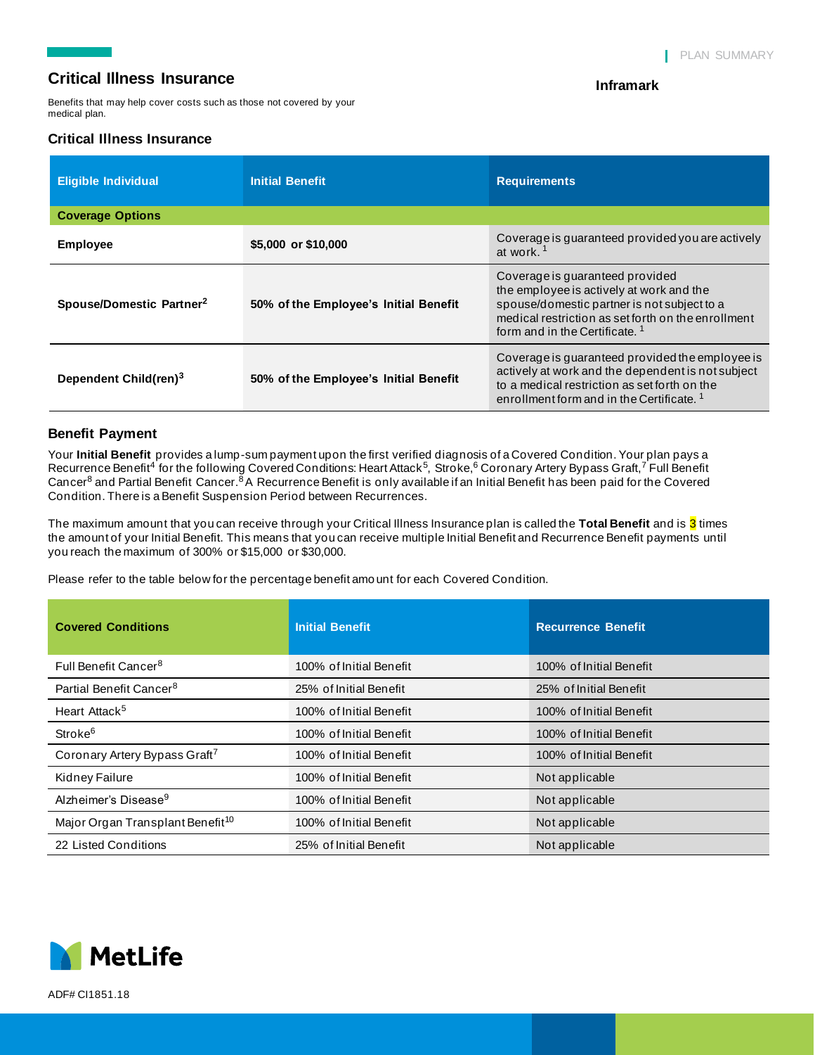PLAN SUMMARY

# Critical Illness Insurance

**Inframark**

Benefits that may help cover costs such as those not covered by your medical plan.

## Critical Illness Insurance

| Eligible Individual | Initial Benefit | Requirements |
|---|---|---|
| **Coverage Options** | | |
| **Employee** | **$5,000 or $10,000** | Coverage is guaranteed provided you are actively at work.[1] |
| **Spouse/Domestic Partner[2]** | **50% of the Employee's Initial Benefit** | Coverage is guaranteed provided the employee is actively at work and the spouse/domestic partner is not subject to a medical restriction as set forth on the enrollment form and in the Certificate.[1] |
| **Dependent Child(ren)[3]** | **50% of the Employee's Initial Benefit** | Coverage is guaranteed provided the employee is actively at work and the dependent is not subject to a medical restriction as set forth on the enrollment form and in the Certificate.[1] |

## Benefit Payment

Your **Initial Benefit** provides a lump-sum payment upon the first verified diagnosis of a Covered Condition. Your plan pays a Recurrence Benefit[4] for the following Covered Conditions: Heart Attack[5], Stroke,[6] Coronary Artery Bypass Graft,[7] Full Benefit Cancer[8] and Partial Benefit Cancer.[8] A Recurrence Benefit is only available if an Initial Benefit has been paid for the Covered Condition. There is a Benefit Suspension Period between Recurrences.

The maximum amount that you can receive through your Critical Illness Insurance plan is called the **Total Benefit** and is 3 times the amount of your Initial Benefit. This means that you can receive multiple Initial Benefit and Recurrence Benefit payments until you reach the maximum of 300% or $15,000 or $30,000.

Please refer to the table below for the percentage benefit amount for each Covered Condition.

| Covered Conditions | Initial Benefit | Recurrence Benefit |
|---|---|---|
| Full Benefit Cancer[8] | 100% of Initial Benefit | 100% of Initial Benefit |
| Partial Benefit Cancer[8] | 25% of Initial Benefit | 25% of Initial Benefit |
| Heart Attack[5] | 100% of Initial Benefit | 100% of Initial Benefit |
| Stroke[6] | 100% of Initial Benefit | 100% of Initial Benefit |
| Coronary Artery Bypass Graft[7] | 100% of Initial Benefit | 100% of Initial Benefit |
| Kidney Failure | 100% of Initial Benefit | Not applicable |
| Alzheimer's Disease[9] | 100% of Initial Benefit | Not applicable |
| Major Organ Transplant Benefit[10] | 100% of Initial Benefit | Not applicable |
| 22 Listed Conditions | 25% of Initial Benefit | Not applicable |

MetLife

ADF# CI1851.18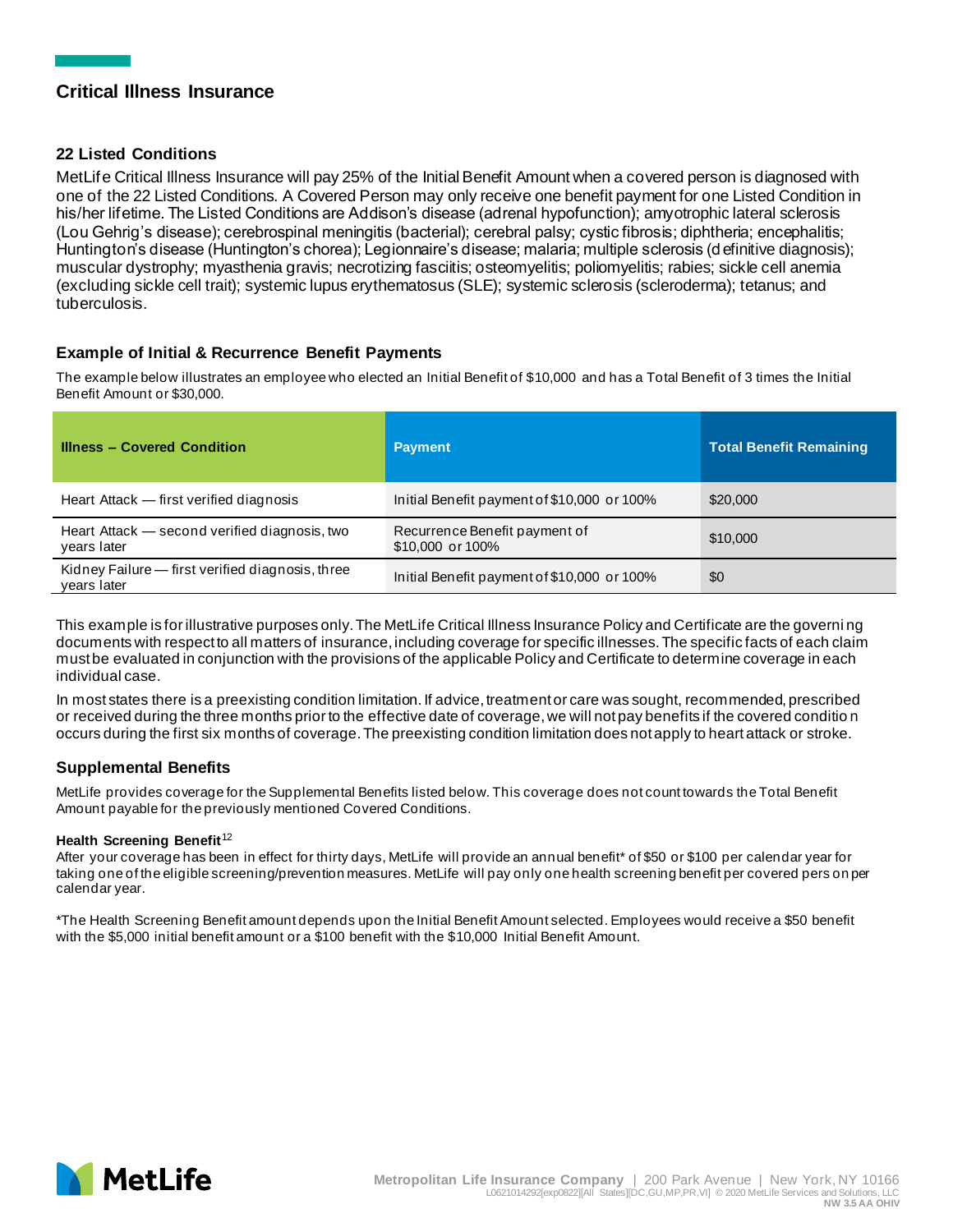## Critical Illness Insurance

### 22 Listed Conditions

MetLife Critical Illness Insurance will pay 25% of the Initial Benefit Amount when a covered person is diagnosed with one of the 22 Listed Conditions. A Covered Person may only receive one benefit payment for one Listed Condition in his/her lifetime. The Listed Conditions are Addison's disease (adrenal hypofunction); amyotrophic lateral sclerosis (Lou Gehrig's disease); cerebrospinal meningitis (bacterial); cerebral palsy; cystic fibrosis; diphtheria; encephalitis; Huntington's disease (Huntington's chorea); Legionnaire's disease; malaria; multiple sclerosis (definitive diagnosis); muscular dystrophy; myasthenia gravis; necrotizing fasciitis; osteomyelitis; poliomyelitis; rabies; sickle cell anemia (excluding sickle cell trait); systemic lupus erythematosus (SLE); systemic sclerosis (scleroderma); tetanus; and tuberculosis.

### Example of Initial & Recurrence Benefit Payments

The example below illustrates an employee who elected an Initial Benefit of $10,000 and has a Total Benefit of 3 times the Initial Benefit Amount or $30,000.

| Illness – Covered Condition | Payment | Total Benefit Remaining |
|---|---|---|
| Heart Attack — first verified diagnosis | Initial Benefit payment of $10,000 or 100% | $20,000 |
| Heart Attack — second verified diagnosis, two years later | Recurrence Benefit payment of $10,000 or 100% | $10,000 |
| Kidney Failure — first verified diagnosis, three years later | Initial Benefit payment of $10,000 or 100% | $0 |

This example is for illustrative purposes only. The MetLife Critical Illness Insurance Policy and Certificate are the governing documents with respect to all matters of insurance, including coverage for specific illnesses. The specific facts of each claim must be evaluated in conjunction with the provisions of the applicable Policy and Certificate to determine coverage in each individual case.

In most states there is a preexisting condition limitation. If advice, treatment or care was sought, recommended, prescribed or received during the three months prior to the effective date of coverage, we will not pay benefits if the covered condition occurs during the first six months of coverage. The preexisting condition limitation does not apply to heart attack or stroke.

### Supplemental Benefits

MetLife provides coverage for the Supplemental Benefits listed below. This coverage does not count towards the Total Benefit Amount payable for the previously mentioned Covered Conditions.

**Health Screening Benefit**[12]

After your coverage has been in effect for thirty days, MetLife will provide an annual benefit* of $50 or $100 per calendar year for taking one of the eligible screening/prevention measures. MetLife will pay only one health screening benefit per covered person per calendar year.

*The Health Screening Benefit amount depends upon the Initial Benefit Amount selected. Employees would receive a $50 benefit with the $5,000 initial benefit amount or a $100 benefit with the $10,000 Initial Benefit Amount.

Metropolitan Life Insurance Company | 200 Park Avenue | New York, NY 10166
L0621014292[exp0822][All States][DC,GU,MP,PR,VI] © 2020 MetLife Services and Solutions, LLC
NW 3.5 AA OHIV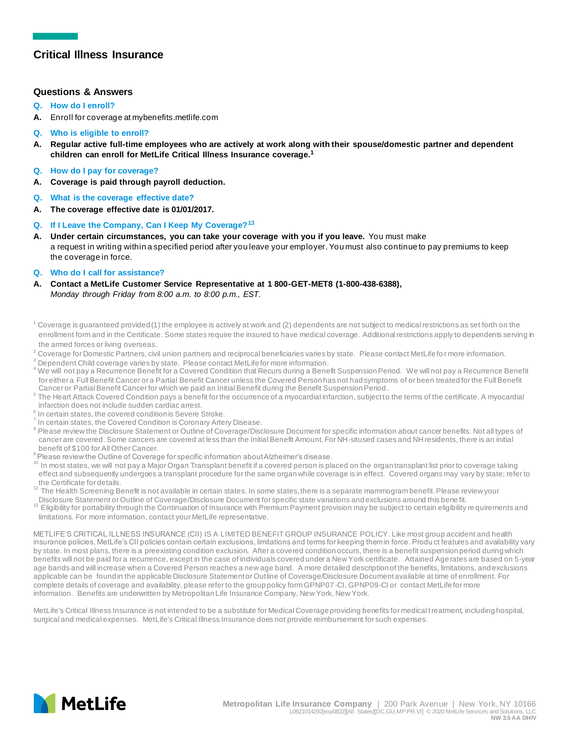## Critical Illness Insurance

### Questions & Answers

**Q. How do I enroll?**

**A.** Enroll for coverage at mybenefits.metlife.com

**Q. Who is eligible to enroll?**

**A. Regular active full-time employees who are actively at work along with their spouse/domestic partner and dependent children can enroll for MetLife Critical Illness Insurance coverage.[1]**

**Q. How do I pay for coverage?**

**A. Coverage is paid through payroll deduction.**

**Q. What is the coverage effective date?**

**A. The coverage effective date is 01/01/2017.**

**Q. If I Leave the Company, Can I Keep My Coverage?[13]**

**A. Under certain circumstances, you can take your coverage with you if you leave.** You must make a request in writing within a specified period after you leave your employer. You must also continue to pay premiums to keep the coverage in force.

**Q. Who do I call for assistance?**

**A. Contact a MetLife Customer Service Representative at 1 800-GET-MET8 (1-800-438-6388),** *Monday through Friday from 8:00 a.m. to 8:00 p.m., EST.*

[1] Coverage is guaranteed provided (1) the employee is actively at work and (2) dependents are not subject to medical restrictions as set forth on the enrollment form and in the Certificate. Some states require the insured to have medical coverage. Additional restrictions apply to dependents serving in the armed forces or living overseas.
[2] Coverage for Domestic Partners, civil union partners and reciprocal beneficiaries varies by state. Please contact MetLife for more information.
[3] Dependent Child coverage varies by state. Please contact MetLife for more information.
[4] We will not pay a Recurrence Benefit for a Covered Condition that Recurs during a Benefit Suspension Period. We will not pay a Recurrence Benefit for either a Full Benefit Cancer or a Partial Benefit Cancer unless the Covered Person has not had symptoms of or been treated for the Full Benefit Cancer or Partial Benefit Cancer for which we paid an Initial Benefit during the Benefit Suspension Period.
[5] The Heart Attack Covered Condition pays a benefit for the occurrence of a myocardial infarction, subject to the terms of the certificate. A myocardial infarction does not include sudden cardiac arrest.
[6] In certain states, the covered condition is Severe Stroke.
[7] In certain states, the Covered Condition is Coronary Artery Disease.
[8] Please review the Disclosure Statement or Outline of Coverage/Disclosure Document for specific information about cancer benefits. Not all types of cancer are covered. Some cancers are covered at less than the Initial Benefit Amount. For NH-sitused cases and NH residents, there is an initial benefit of $100 for All Other Cancer.
[9] Please review the Outline of Coverage for specific information about Alzheimer's disease.
[10] In most states, we will not pay a Major Organ Transplant benefit if a covered person is placed on the organ transplant list prior to coverage taking effect and subsequently undergoes a transplant procedure for the same organ while coverage is in effect. Covered organs may vary by state; refer to the Certificate for details.
[12] The Health Screening Benefit is not available in certain states. In some states, there is a separate mammogram benefit. Please review your Disclosure Statement or Outline of Coverage/Disclosure Document for specific state variations and exclusions around this benefit.
[13] Eligibility for portability through the Continuation of Insurance with Premium Payment provision may be subject to certain eligibility requirements and limitations. For more information, contact your MetLife representative.

METLIFE'S CRITICAL ILLNESS INSURANCE (CII) IS A LIMITED BENEFIT GROUP INSURANCE POLICY. Like most group accident and health insurance policies, MetLife's CII policies contain certain exclusions, limitations and terms for keeping them in force. Product features and availability vary by state. In most plans, there is a preexisting condition exclusion. After a covered condition occurs, there is a benefit suspension period during which benefits will not be paid for a recurrence, except in the case of individuals covered under a New York certificate. Attained Age rates are based on 5-year age bands and will increase when a Covered Person reaches a new age band. A more detailed description of the benefits, limitations, and exclusions applicable can be found in the applicable Disclosure Statement or Outline of Coverage/Disclosure Document available at time of enrollment. For complete details of coverage and availability, please refer to the group policy form GPNP07-CI, GPNP09-CI or contact MetLife for more information. Benefits are underwritten by Metropolitan Life Insurance Company, New York, New York.

MetLife's Critical Illness Insurance is not intended to be a substitute for Medical Coverage providing benefits for medical treatment, including hospital, surgical and medical expenses. MetLife's Critical Illness Insurance does not provide reimbursement for such expenses.

MetLife

**Metropolitan Life Insurance Company** | 200 Park Avenue | New York, NY 10166
L0621014292[exp0822][All States][DC,GU,MP,PR,VI] © 2020 MetLife Services and Solutions, LLC
**NW 3.5 AA OHIV**